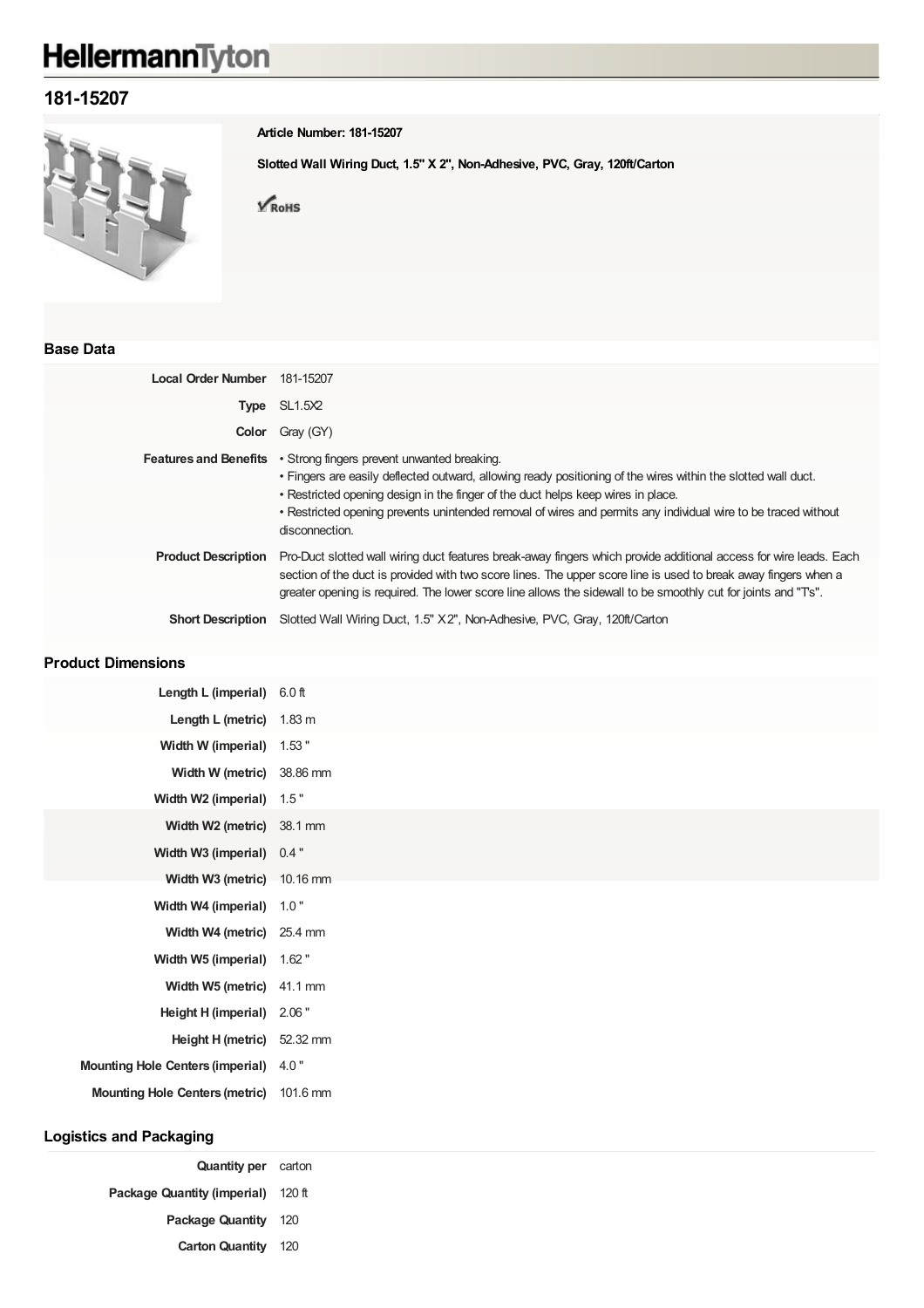# HellermannTyton

## 181-15207

**Article Number: 181-15207**

**Slotted Wall Wiring Duct, 1.5" X 2", Non-Adhesive, PVC, Gray, 120ft/Carton**

RoHS

### Base Data

| | |
|---|---|
| **Local Order Number** | 181-15207 |
| **Type** | SL1.5X2 |
| **Color** | Gray (GY) |
| **Features and Benefits** | • Strong fingers prevent unwanted breaking.<br>• Fingers are easily deflected outward, allowing ready positioning of the wires within the slotted wall duct.<br>• Restricted opening design in the finger of the duct helps keep wires in place.<br>• Restricted opening prevents unintended removal of wires and permits any individual wire to be traced without disconnection. |
| **Product Description** | Pro-Duct slotted wall wiring duct features break-away fingers which provide additional access for wire leads. Each section of the duct is provided with two score lines. The upper score line is used to break away fingers when a greater opening is required. The lower score line allows the sidewall to be smoothly cut for joints and "T's". |
| **Short Description** | Slotted Wall Wiring Duct, 1.5" X 2", Non-Adhesive, PVC, Gray, 120ft/Carton |

### Product Dimensions

| | |
|---|---|
| **Length L (imperial)** | 6.0 ft |
| **Length L (metric)** | 1.83 m |
| **Width W (imperial)** | 1.53 " |
| **Width W (metric)** | 38.86 mm |
| **Width W2 (imperial)** | 1.5 " |
| **Width W2 (metric)** | 38.1 mm |
| **Width W3 (imperial)** | 0.4 " |
| **Width W3 (metric)** | 10.16 mm |
| **Width W4 (imperial)** | 1.0 " |
| **Width W4 (metric)** | 25.4 mm |
| **Width W5 (imperial)** | 1.62 " |
| **Width W5 (metric)** | 41.1 mm |
| **Height H (imperial)** | 2.06 " |
| **Height H (metric)** | 52.32 mm |
| **Mounting Hole Centers (imperial)** | 4.0 " |
| **Mounting Hole Centers (metric)** | 101.6 mm |

### Logistics and Packaging

| | |
|---|---|
| **Quantity per** | carton |
| **Package Quantity (imperial)** | 120 ft |
| **Package Quantity** | 120 |
| **Carton Quantity** | 120 |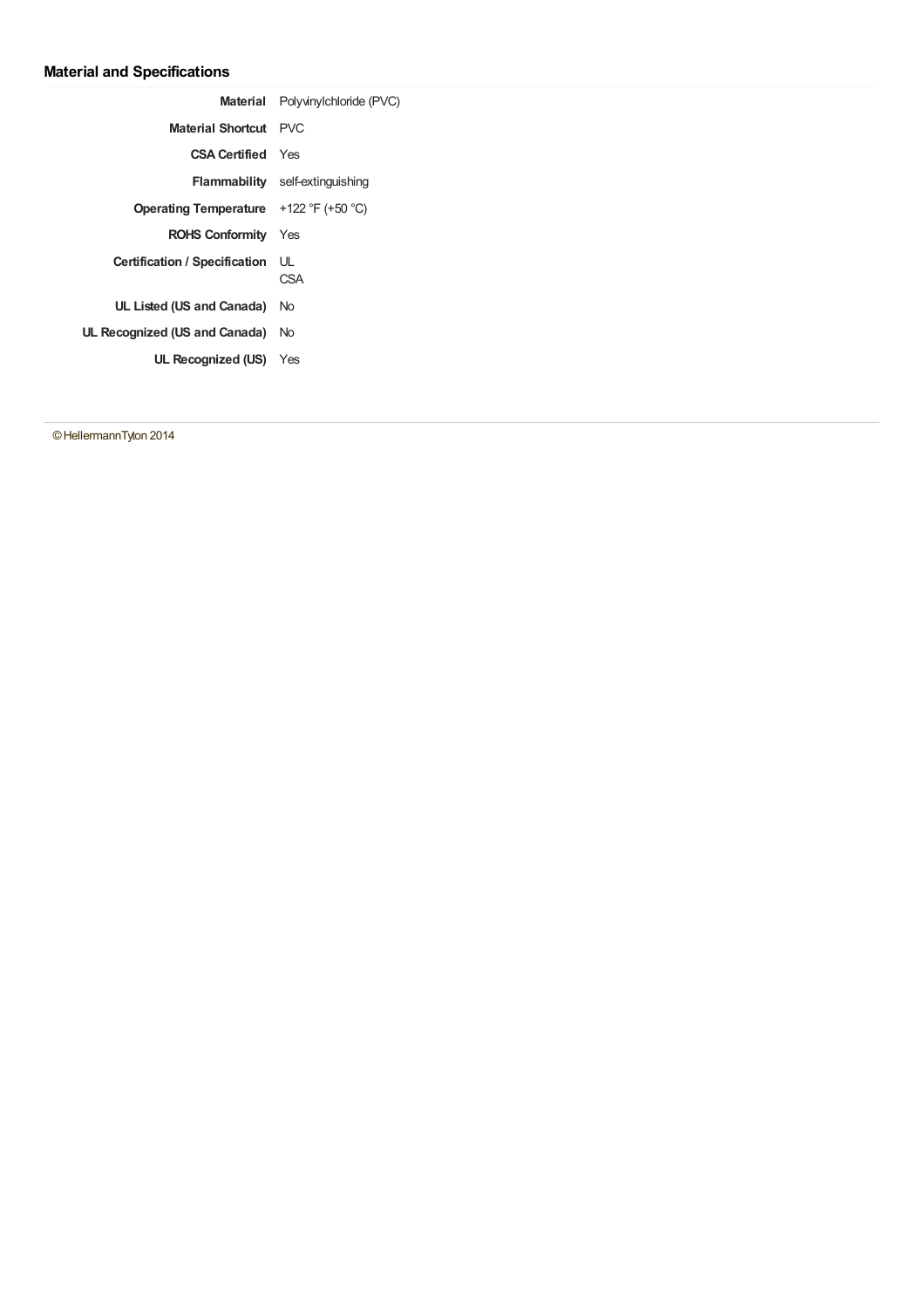## Material and Specifications

| | |
|---|---|
| **Material** | Polyvinylchloride (PVC) |
| **Material Shortcut** | PVC |
| **CSA Certified** | Yes |
| **Flammability** | self-extinguishing |
| **Operating Temperature** | +122 °F (+50 °C) |
| **ROHS Conformity** | Yes |
| **Certification / Specification** | UL<br>CSA |
| **UL Listed (US and Canada)** | No |
| **UL Recognized (US and Canada)** | No |
| **UL Recognized (US)** | Yes |

© HellermannTyton 2014